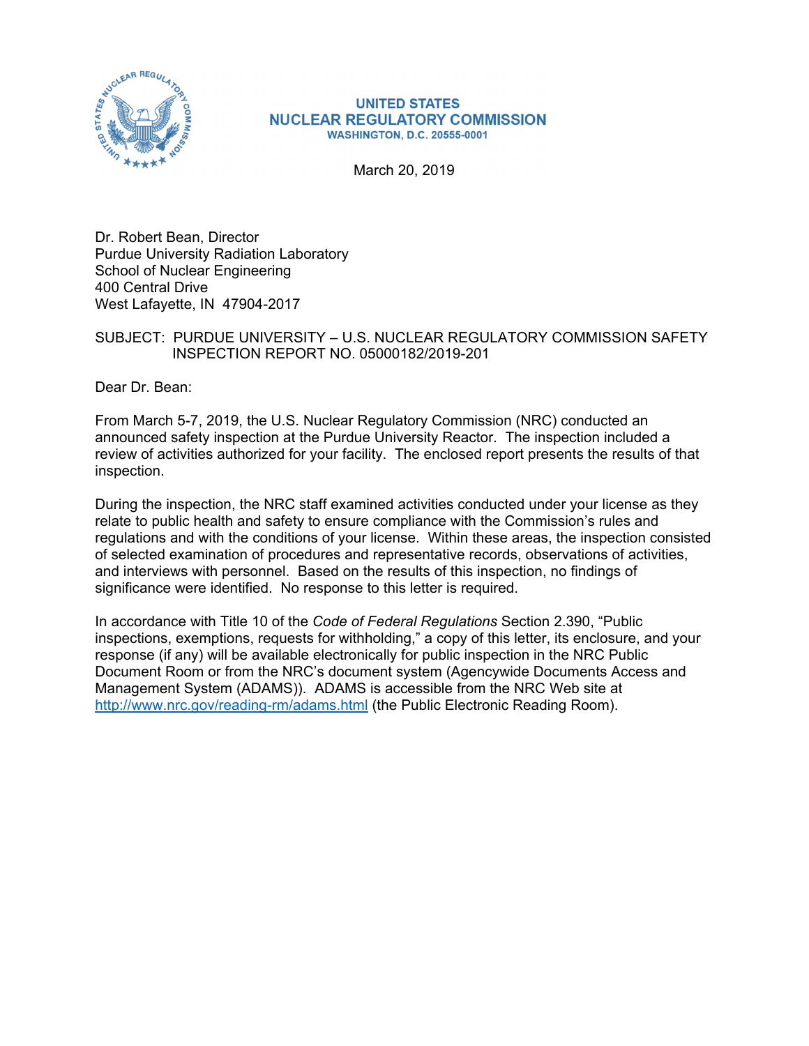**UNITED STATES**
**NUCLEAR REGULATORY COMMISSION**
**WASHINGTON, D.C. 20555-0001**

March 20, 2019

Dr. Robert Bean, Director
Purdue University Radiation Laboratory
School of Nuclear Engineering
400 Central Drive
West Lafayette, IN 47904-2017

SUBJECT: PURDUE UNIVERSITY – U.S. NUCLEAR REGULATORY COMMISSION SAFETY INSPECTION REPORT NO. 05000182/2019-201

Dear Dr. Bean:

From March 5-7, 2019, the U.S. Nuclear Regulatory Commission (NRC) conducted an announced safety inspection at the Purdue University Reactor. The inspection included a review of activities authorized for your facility. The enclosed report presents the results of that inspection.

During the inspection, the NRC staff examined activities conducted under your license as they relate to public health and safety to ensure compliance with the Commission's rules and regulations and with the conditions of your license. Within these areas, the inspection consisted of selected examination of procedures and representative records, observations of activities, and interviews with personnel. Based on the results of this inspection, no findings of significance were identified. No response to this letter is required.

In accordance with Title 10 of the *Code of Federal Regulations* Section 2.390, "Public inspections, exemptions, requests for withholding," a copy of this letter, its enclosure, and your response (if any) will be available electronically for public inspection in the NRC Public Document Room or from the NRC's document system (Agencywide Documents Access and Management System (ADAMS)). ADAMS is accessible from the NRC Web site at http://www.nrc.gov/reading-rm/adams.html (the Public Electronic Reading Room).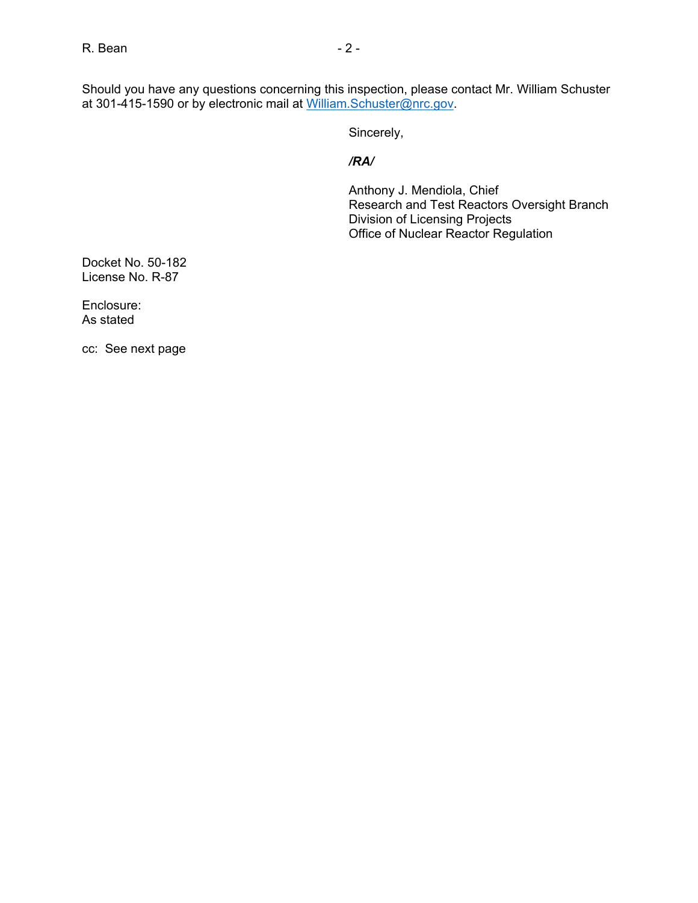Should you have any questions concerning this inspection, please contact Mr. William Schuster at 301-415-1590 or by electronic mail at William.Schuster@nrc.gov.

Sincerely,

***/RA/***

Anthony J. Mendiola, Chief
Research and Test Reactors Oversight Branch
Division of Licensing Projects
Office of Nuclear Reactor Regulation

Docket No. 50-182
License No. R-87

Enclosure:
As stated

cc: See next page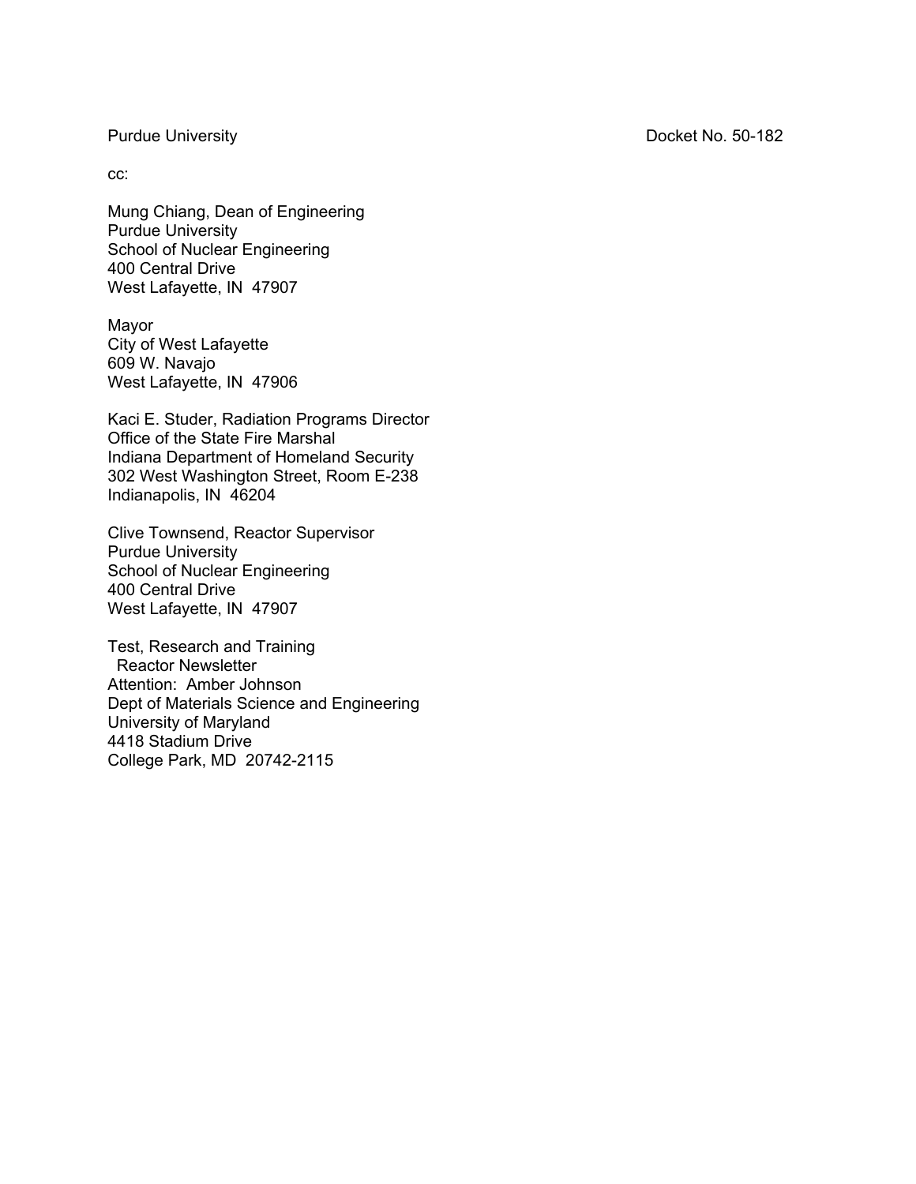Purdue University Docket No. 50-182

cc:

Mung Chiang, Dean of Engineering
Purdue University
School of Nuclear Engineering
400 Central Drive
West Lafayette, IN 47907

Mayor
City of West Lafayette
609 W. Navajo
West Lafayette, IN 47906

Kaci E. Studer, Radiation Programs Director
Office of the State Fire Marshal
Indiana Department of Homeland Security
302 West Washington Street, Room E-238
Indianapolis, IN 46204

Clive Townsend, Reactor Supervisor
Purdue University
School of Nuclear Engineering
400 Central Drive
West Lafayette, IN 47907

Test, Research and Training
Reactor Newsletter
Attention: Amber Johnson
Dept of Materials Science and Engineering
University of Maryland
4418 Stadium Drive
College Park, MD 20742-2115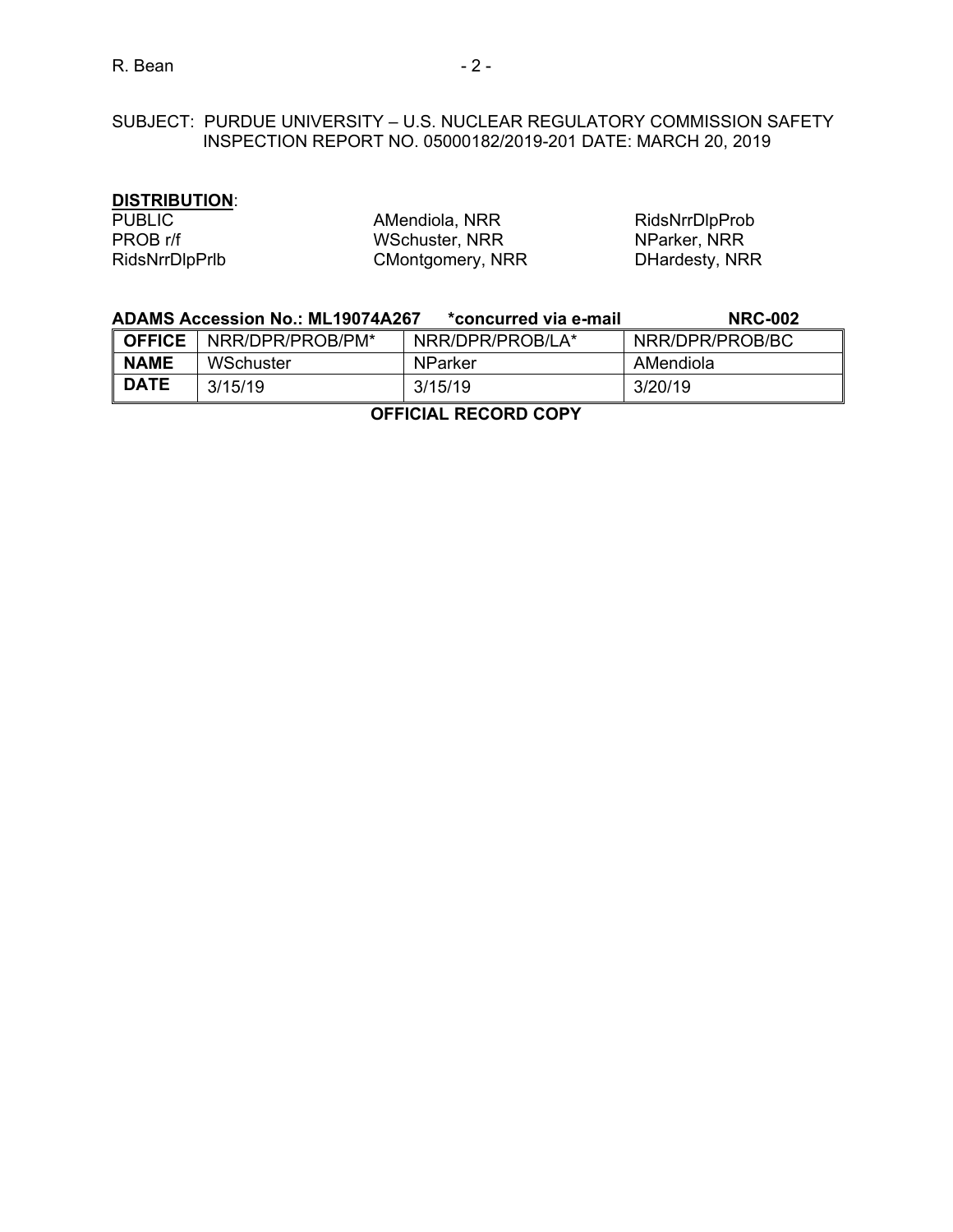SUBJECT: PURDUE UNIVERSITY – U.S. NUCLEAR REGULATORY COMMISSION SAFETY INSPECTION REPORT NO. 05000182/2019-201 DATE: MARCH 20, 2019

**DISTRIBUTION**:

| | | |
|---|---|---|
| PUBLIC | AMendiola, NRR | RidsNrrDlpProb |
| PROB r/f | WSchuster, NRR | NParker, NRR |
| RidsNrrDlpPrlb | CMontgomery, NRR | DHardesty, NRR |

**ADAMS Accession No.: ML19074A267 \*concurred via e-mail NRC-002**

| **OFFICE** | NRR/DPR/PROB/PM* | NRR/DPR/PROB/LA* | NRR/DPR/PROB/BC |
|---|---|---|---|
| **NAME** | WSchuster | NParker | AMendiola |
| **DATE** | 3/15/19 | 3/15/19 | 3/20/19 |

**OFFICIAL RECORD COPY**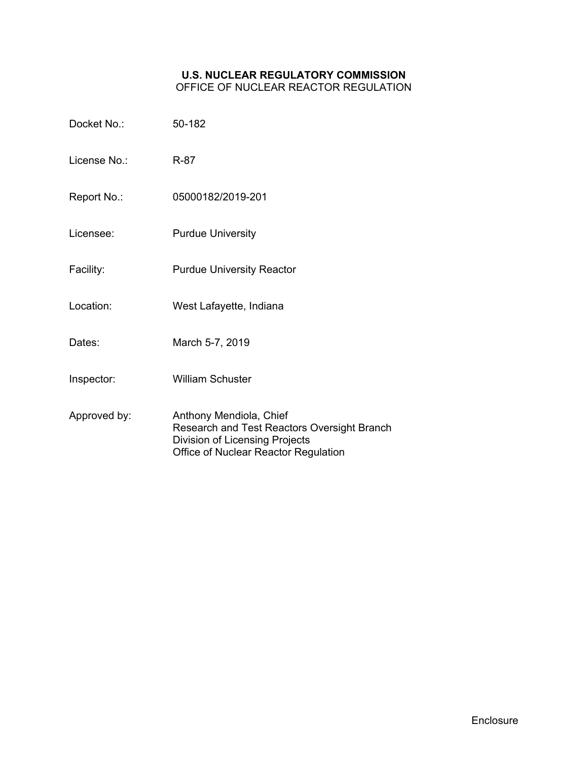**U.S. NUCLEAR REGULATORY COMMISSION**
OFFICE OF NUCLEAR REACTOR REGULATION

| | |
|---|---|
| Docket No.: | 50-182 |
| License No.: | R-87 |
| Report No.: | 05000182/2019-201 |
| Licensee: | Purdue University |
| Facility: | Purdue University Reactor |
| Location: | West Lafayette, Indiana |
| Dates: | March 5-7, 2019 |
| Inspector: | William Schuster |
| Approved by: | Anthony Mendiola, Chief<br>Research and Test Reactors Oversight Branch<br>Division of Licensing Projects<br>Office of Nuclear Reactor Regulation |

Enclosure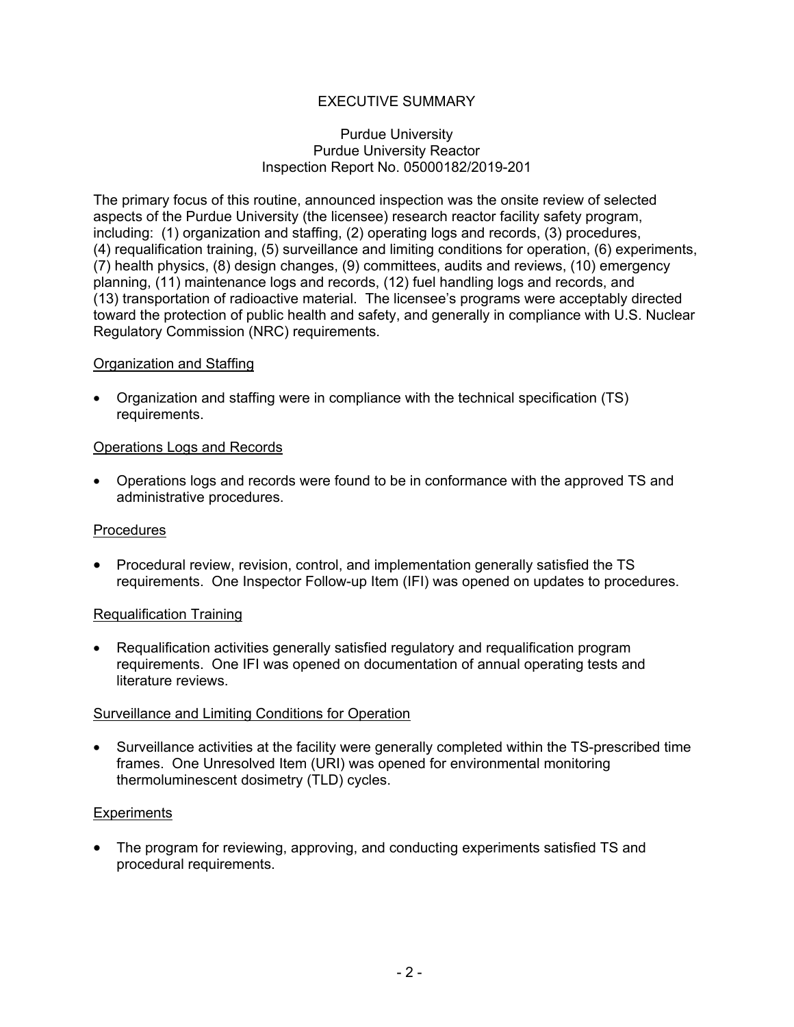# EXECUTIVE SUMMARY

Purdue University
Purdue University Reactor
Inspection Report No. 05000182/2019-201

The primary focus of this routine, announced inspection was the onsite review of selected aspects of the Purdue University (the licensee) research reactor facility safety program, including: (1) organization and staffing, (2) operating logs and records, (3) procedures, (4) requalification training, (5) surveillance and limiting conditions for operation, (6) experiments, (7) health physics, (8) design changes, (9) committees, audits and reviews, (10) emergency planning, (11) maintenance logs and records, (12) fuel handling logs and records, and (13) transportation of radioactive material. The licensee's programs were acceptably directed toward the protection of public health and safety, and generally in compliance with U.S. Nuclear Regulatory Commission (NRC) requirements.

Organization and Staffing

- Organization and staffing were in compliance with the technical specification (TS) requirements.

Operations Logs and Records

- Operations logs and records were found to be in conformance with the approved TS and administrative procedures.

Procedures

- Procedural review, revision, control, and implementation generally satisfied the TS requirements. One Inspector Follow-up Item (IFI) was opened on updates to procedures.

Requalification Training

- Requalification activities generally satisfied regulatory and requalification program requirements. One IFI was opened on documentation of annual operating tests and literature reviews.

Surveillance and Limiting Conditions for Operation

- Surveillance activities at the facility were generally completed within the TS-prescribed time frames. One Unresolved Item (URI) was opened for environmental monitoring thermoluminescent dosimetry (TLD) cycles.

Experiments

- The program for reviewing, approving, and conducting experiments satisfied TS and procedural requirements.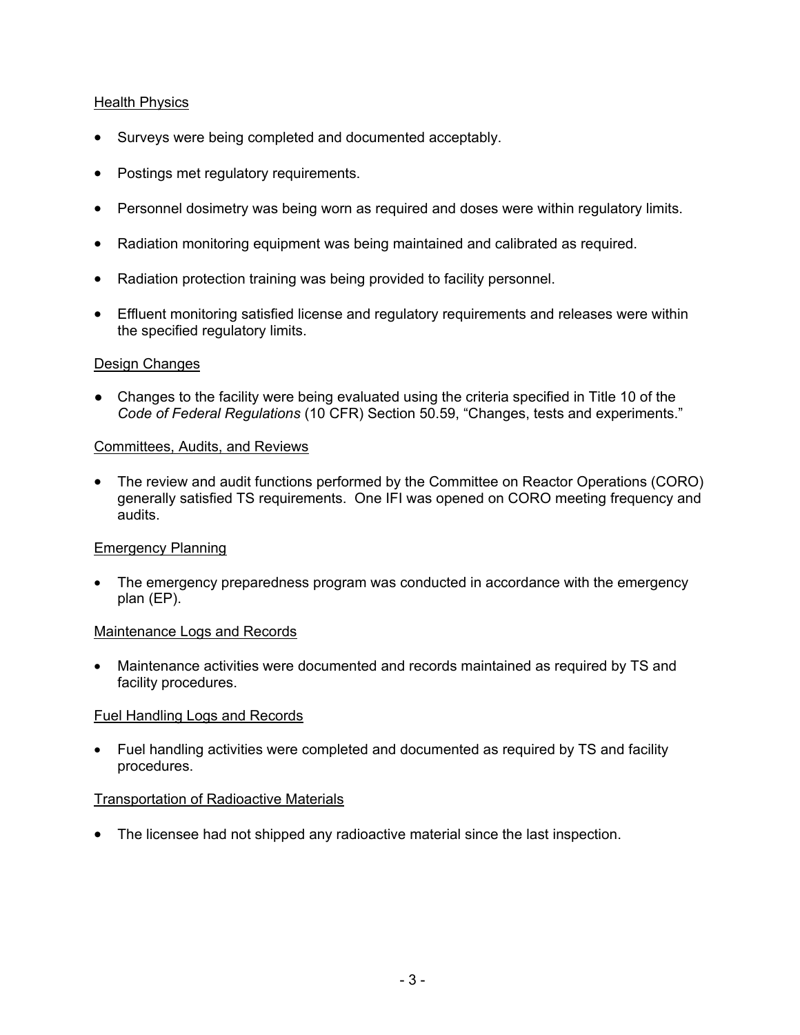Health Physics

- Surveys were being completed and documented acceptably.
- Postings met regulatory requirements.
- Personnel dosimetry was being worn as required and doses were within regulatory limits.
- Radiation monitoring equipment was being maintained and calibrated as required.
- Radiation protection training was being provided to facility personnel.
- Effluent monitoring satisfied license and regulatory requirements and releases were within the specified regulatory limits.

Design Changes

- Changes to the facility were being evaluated using the criteria specified in Title 10 of the *Code of Federal Regulations* (10 CFR) Section 50.59, "Changes, tests and experiments."

Committees, Audits, and Reviews

- The review and audit functions performed by the Committee on Reactor Operations (CORO) generally satisfied TS requirements. One IFI was opened on CORO meeting frequency and audits.

Emergency Planning

- The emergency preparedness program was conducted in accordance with the emergency plan (EP).

Maintenance Logs and Records

- Maintenance activities were documented and records maintained as required by TS and facility procedures.

Fuel Handling Logs and Records

- Fuel handling activities were completed and documented as required by TS and facility procedures.

Transportation of Radioactive Materials

- The licensee had not shipped any radioactive material since the last inspection.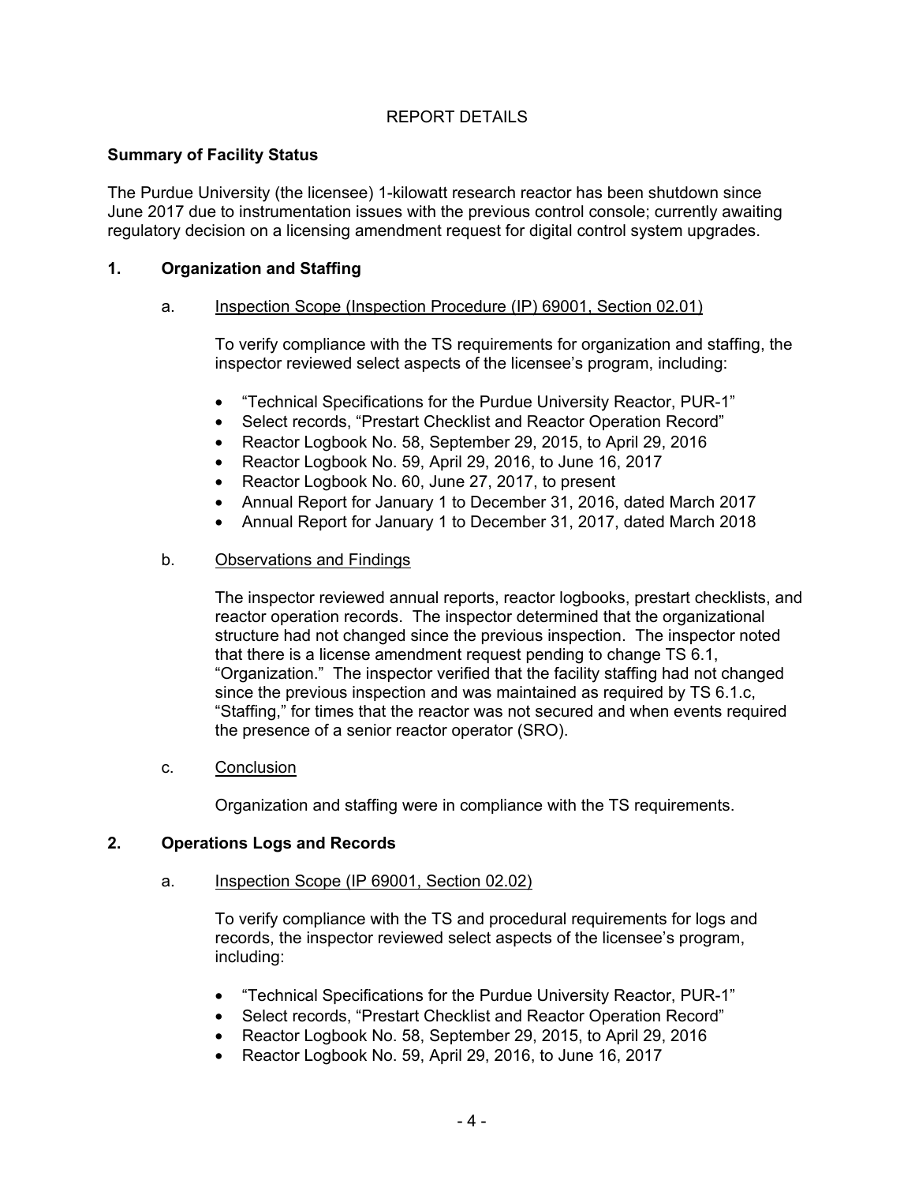# REPORT DETAILS

## Summary of Facility Status

The Purdue University (the licensee) 1-kilowatt research reactor has been shutdown since June 2017 due to instrumentation issues with the previous control console; currently awaiting regulatory decision on a licensing amendment request for digital control system upgrades.

## 1. Organization and Staffing

### a. Inspection Scope (Inspection Procedure (IP) 69001, Section 02.01)

To verify compliance with the TS requirements for organization and staffing, the inspector reviewed select aspects of the licensee's program, including:

- "Technical Specifications for the Purdue University Reactor, PUR-1"
- Select records, "Prestart Checklist and Reactor Operation Record"
- Reactor Logbook No. 58, September 29, 2015, to April 29, 2016
- Reactor Logbook No. 59, April 29, 2016, to June 16, 2017
- Reactor Logbook No. 60, June 27, 2017, to present
- Annual Report for January 1 to December 31, 2016, dated March 2017
- Annual Report for January 1 to December 31, 2017, dated March 2018

### b. Observations and Findings

The inspector reviewed annual reports, reactor logbooks, prestart checklists, and reactor operation records. The inspector determined that the organizational structure had not changed since the previous inspection. The inspector noted that there is a license amendment request pending to change TS 6.1, "Organization." The inspector verified that the facility staffing had not changed since the previous inspection and was maintained as required by TS 6.1.c, "Staffing," for times that the reactor was not secured and when events required the presence of a senior reactor operator (SRO).

### c. Conclusion

Organization and staffing were in compliance with the TS requirements.

## 2. Operations Logs and Records

### a. Inspection Scope (IP 69001, Section 02.02)

To verify compliance with the TS and procedural requirements for logs and records, the inspector reviewed select aspects of the licensee's program, including:

- "Technical Specifications for the Purdue University Reactor, PUR-1"
- Select records, "Prestart Checklist and Reactor Operation Record"
- Reactor Logbook No. 58, September 29, 2015, to April 29, 2016
- Reactor Logbook No. 59, April 29, 2016, to June 16, 2017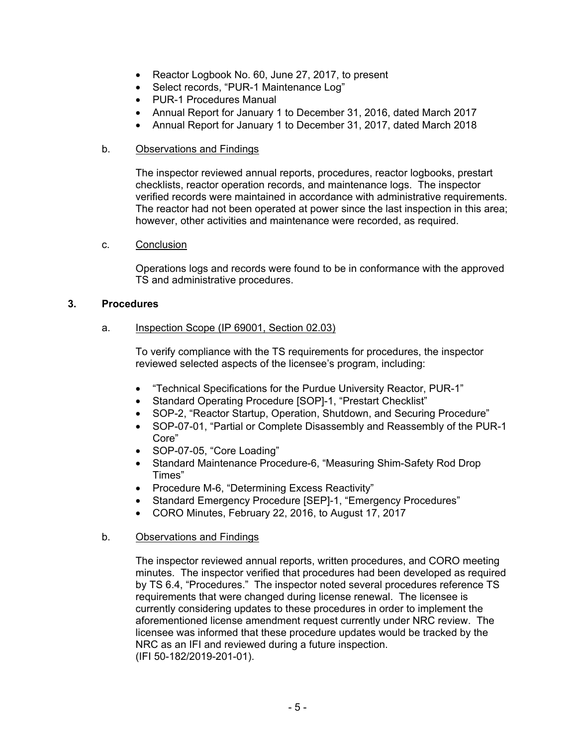- Reactor Logbook No. 60, June 27, 2017, to present
- Select records, "PUR-1 Maintenance Log"
- PUR-1 Procedures Manual
- Annual Report for January 1 to December 31, 2016, dated March 2017
- Annual Report for January 1 to December 31, 2017, dated March 2018

b. Observations and Findings

The inspector reviewed annual reports, procedures, reactor logbooks, prestart checklists, reactor operation records, and maintenance logs. The inspector verified records were maintained in accordance with administrative requirements. The reactor had not been operated at power since the last inspection in this area; however, other activities and maintenance were recorded, as required.

c. Conclusion

Operations logs and records were found to be in conformance with the approved TS and administrative procedures.

## 3. Procedures

a. Inspection Scope (IP 69001, Section 02.03)

To verify compliance with the TS requirements for procedures, the inspector reviewed selected aspects of the licensee's program, including:

- "Technical Specifications for the Purdue University Reactor, PUR-1"
- Standard Operating Procedure [SOP]-1, "Prestart Checklist"
- SOP-2, "Reactor Startup, Operation, Shutdown, and Securing Procedure"
- SOP-07-01, "Partial or Complete Disassembly and Reassembly of the PUR-1 Core"
- SOP-07-05, "Core Loading"
- Standard Maintenance Procedure-6, "Measuring Shim-Safety Rod Drop Times"
- Procedure M-6, "Determining Excess Reactivity"
- Standard Emergency Procedure [SEP]-1, "Emergency Procedures"
- CORO Minutes, February 22, 2016, to August 17, 2017

b. Observations and Findings

The inspector reviewed annual reports, written procedures, and CORO meeting minutes. The inspector verified that procedures had been developed as required by TS 6.4, "Procedures." The inspector noted several procedures reference TS requirements that were changed during license renewal. The licensee is currently considering updates to these procedures in order to implement the aforementioned license amendment request currently under NRC review. The licensee was informed that these procedure updates would be tracked by the NRC as an IFI and reviewed during a future inspection. (IFI 50-182/2019-201-01).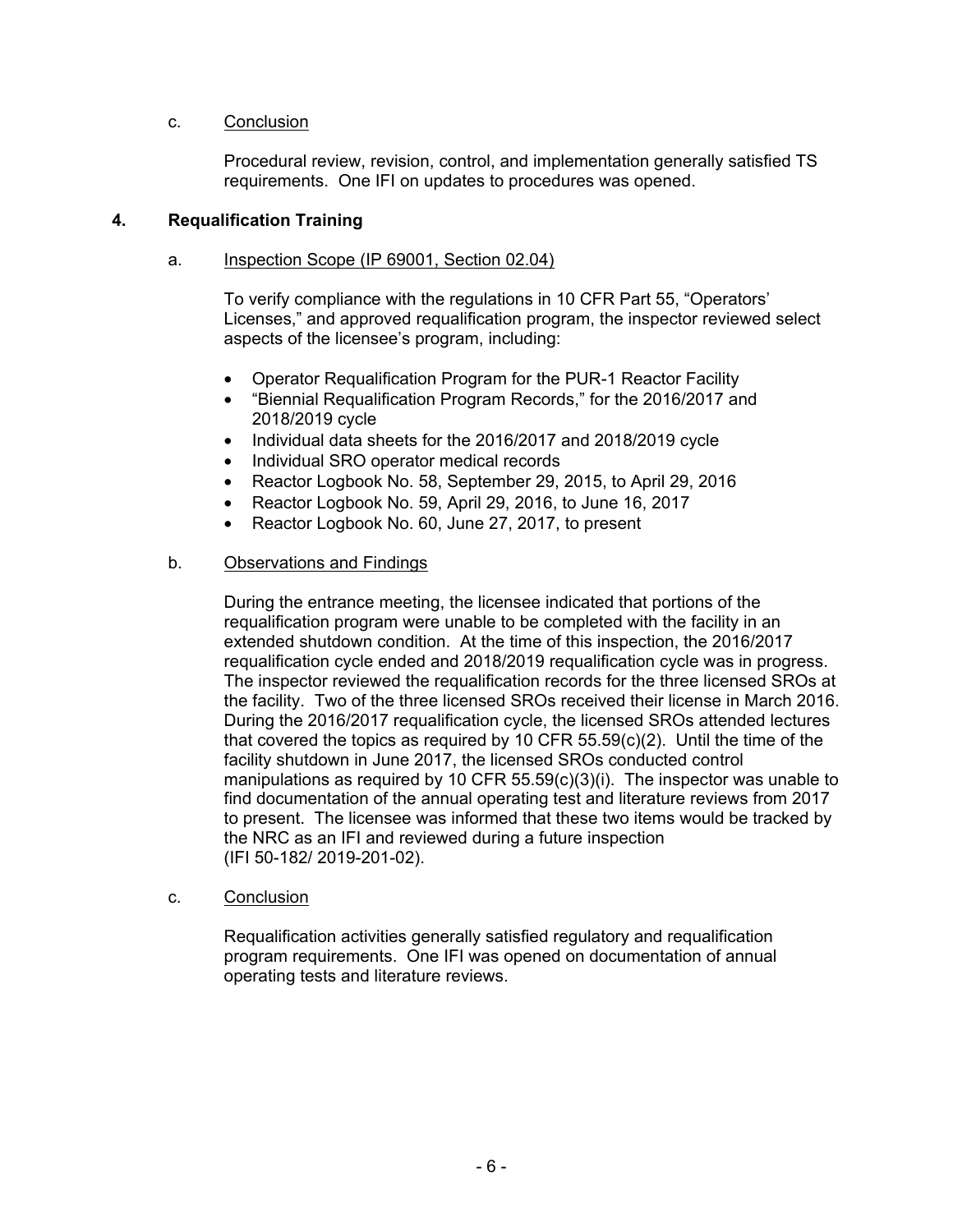c. Conclusion

Procedural review, revision, control, and implementation generally satisfied TS requirements. One IFI on updates to procedures was opened.

## 4. Requalification Training

a. Inspection Scope (IP 69001, Section 02.04)

To verify compliance with the regulations in 10 CFR Part 55, "Operators' Licenses," and approved requalification program, the inspector reviewed select aspects of the licensee's program, including:

- Operator Requalification Program for the PUR-1 Reactor Facility
- "Biennial Requalification Program Records," for the 2016/2017 and 2018/2019 cycle
- Individual data sheets for the 2016/2017 and 2018/2019 cycle
- Individual SRO operator medical records
- Reactor Logbook No. 58, September 29, 2015, to April 29, 2016
- Reactor Logbook No. 59, April 29, 2016, to June 16, 2017
- Reactor Logbook No. 60, June 27, 2017, to present

b. Observations and Findings

During the entrance meeting, the licensee indicated that portions of the requalification program were unable to be completed with the facility in an extended shutdown condition. At the time of this inspection, the 2016/2017 requalification cycle ended and 2018/2019 requalification cycle was in progress. The inspector reviewed the requalification records for the three licensed SROs at the facility. Two of the three licensed SROs received their license in March 2016. During the 2016/2017 requalification cycle, the licensed SROs attended lectures that covered the topics as required by 10 CFR 55.59(c)(2). Until the time of the facility shutdown in June 2017, the licensed SROs conducted control manipulations as required by 10 CFR 55.59(c)(3)(i). The inspector was unable to find documentation of the annual operating test and literature reviews from 2017 to present. The licensee was informed that these two items would be tracked by the NRC as an IFI and reviewed during a future inspection (IFI 50-182/ 2019-201-02).

c. Conclusion

Requalification activities generally satisfied regulatory and requalification program requirements. One IFI was opened on documentation of annual operating tests and literature reviews.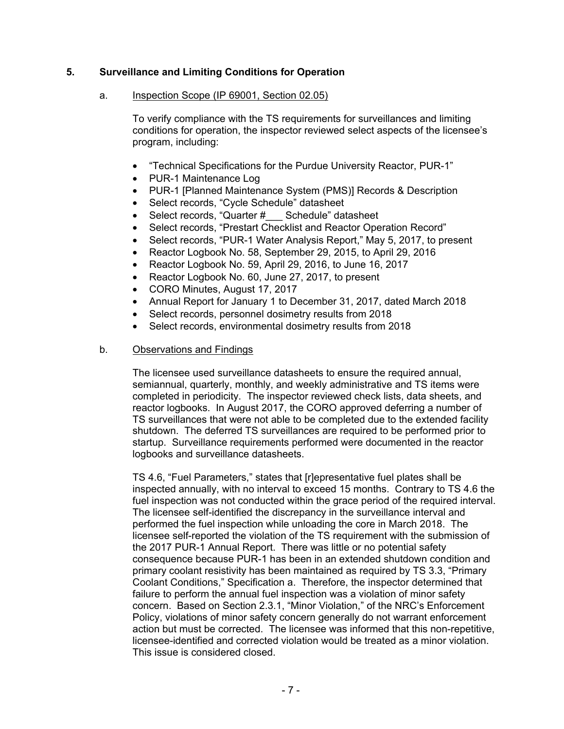## 5. Surveillance and Limiting Conditions for Operation

### a. Inspection Scope (IP 69001, Section 02.05)

To verify compliance with the TS requirements for surveillances and limiting conditions for operation, the inspector reviewed select aspects of the licensee's program, including:

- "Technical Specifications for the Purdue University Reactor, PUR-1"
- PUR-1 Maintenance Log
- PUR-1 [Planned Maintenance System (PMS)] Records & Description
- Select records, "Cycle Schedule" datasheet
- Select records, "Quarter #___ Schedule" datasheet
- Select records, "Prestart Checklist and Reactor Operation Record"
- Select records, "PUR-1 Water Analysis Report," May 5, 2017, to present
- Reactor Logbook No. 58, September 29, 2015, to April 29, 2016
- Reactor Logbook No. 59, April 29, 2016, to June 16, 2017
- Reactor Logbook No. 60, June 27, 2017, to present
- CORO Minutes, August 17, 2017
- Annual Report for January 1 to December 31, 2017, dated March 2018
- Select records, personnel dosimetry results from 2018
- Select records, environmental dosimetry results from 2018

### b. Observations and Findings

The licensee used surveillance datasheets to ensure the required annual, semiannual, quarterly, monthly, and weekly administrative and TS items were completed in periodicity. The inspector reviewed check lists, data sheets, and reactor logbooks. In August 2017, the CORO approved deferring a number of TS surveillances that were not able to be completed due to the extended facility shutdown. The deferred TS surveillances are required to be performed prior to startup. Surveillance requirements performed were documented in the reactor logbooks and surveillance datasheets.

TS 4.6, "Fuel Parameters," states that [r]epresentative fuel plates shall be inspected annually, with no interval to exceed 15 months. Contrary to TS 4.6 the fuel inspection was not conducted within the grace period of the required interval. The licensee self-identified the discrepancy in the surveillance interval and performed the fuel inspection while unloading the core in March 2018. The licensee self-reported the violation of the TS requirement with the submission of the 2017 PUR-1 Annual Report. There was little or no potential safety consequence because PUR-1 has been in an extended shutdown condition and primary coolant resistivity has been maintained as required by TS 3.3, "Primary Coolant Conditions," Specification a. Therefore, the inspector determined that failure to perform the annual fuel inspection was a violation of minor safety concern. Based on Section 2.3.1, "Minor Violation," of the NRC's Enforcement Policy, violations of minor safety concern generally do not warrant enforcement action but must be corrected. The licensee was informed that this non-repetitive, licensee-identified and corrected violation would be treated as a minor violation. This issue is considered closed.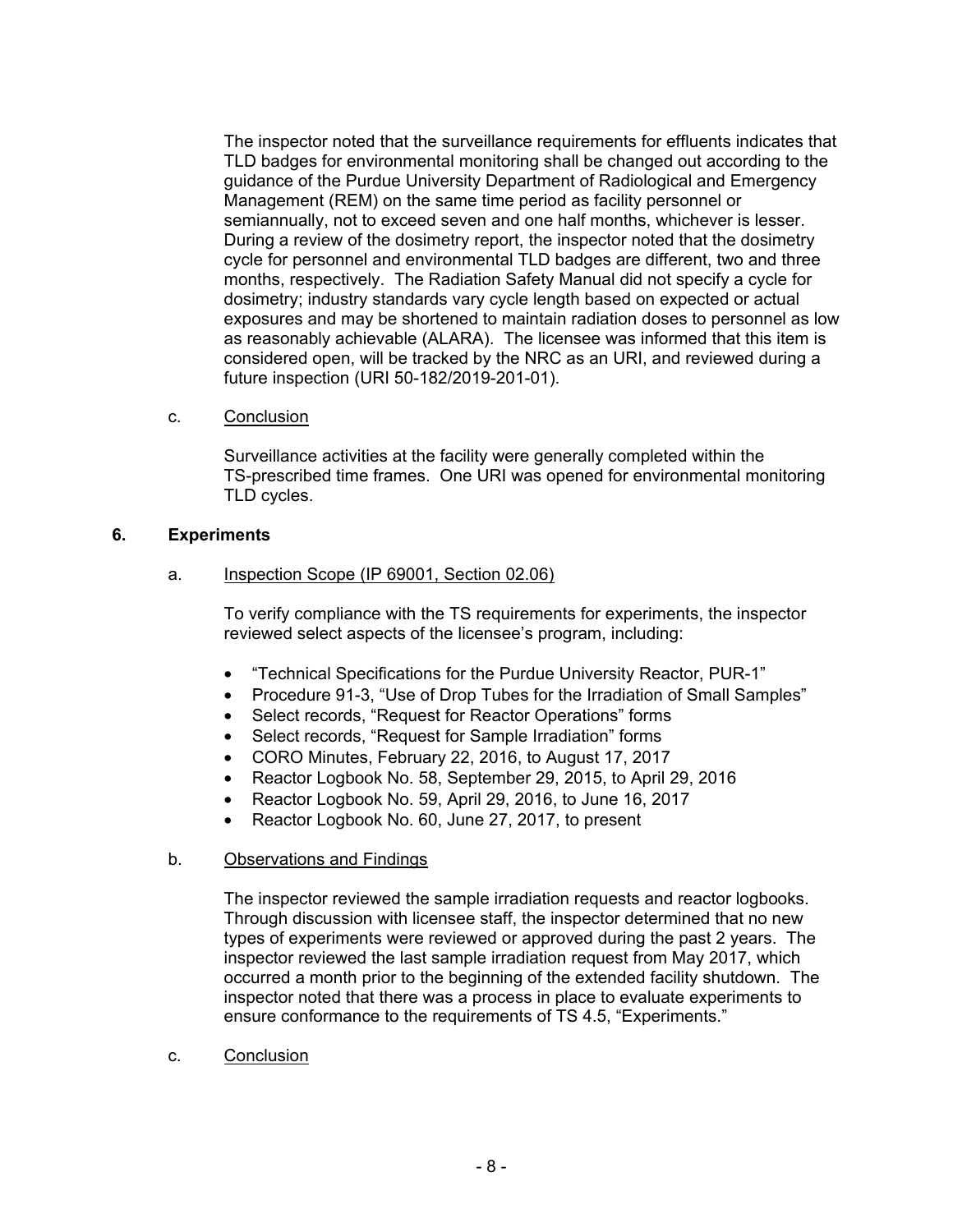The inspector noted that the surveillance requirements for effluents indicates that TLD badges for environmental monitoring shall be changed out according to the guidance of the Purdue University Department of Radiological and Emergency Management (REM) on the same time period as facility personnel or semiannually, not to exceed seven and one half months, whichever is lesser. During a review of the dosimetry report, the inspector noted that the dosimetry cycle for personnel and environmental TLD badges are different, two and three months, respectively. The Radiation Safety Manual did not specify a cycle for dosimetry; industry standards vary cycle length based on expected or actual exposures and may be shortened to maintain radiation doses to personnel as low as reasonably achievable (ALARA). The licensee was informed that this item is considered open, will be tracked by the NRC as an URI, and reviewed during a future inspection (URI 50-182/2019-201-01).

c. Conclusion

Surveillance activities at the facility were generally completed within the TS-prescribed time frames. One URI was opened for environmental monitoring TLD cycles.

## 6. Experiments

a. Inspection Scope (IP 69001, Section 02.06)

To verify compliance with the TS requirements for experiments, the inspector reviewed select aspects of the licensee's program, including:

- "Technical Specifications for the Purdue University Reactor, PUR-1"
- Procedure 91-3, "Use of Drop Tubes for the Irradiation of Small Samples"
- Select records, "Request for Reactor Operations" forms
- Select records, "Request for Sample Irradiation" forms
- CORO Minutes, February 22, 2016, to August 17, 2017
- Reactor Logbook No. 58, September 29, 2015, to April 29, 2016
- Reactor Logbook No. 59, April 29, 2016, to June 16, 2017
- Reactor Logbook No. 60, June 27, 2017, to present

b. Observations and Findings

The inspector reviewed the sample irradiation requests and reactor logbooks. Through discussion with licensee staff, the inspector determined that no new types of experiments were reviewed or approved during the past 2 years. The inspector reviewed the last sample irradiation request from May 2017, which occurred a month prior to the beginning of the extended facility shutdown. The inspector noted that there was a process in place to evaluate experiments to ensure conformance to the requirements of TS 4.5, "Experiments."

c. Conclusion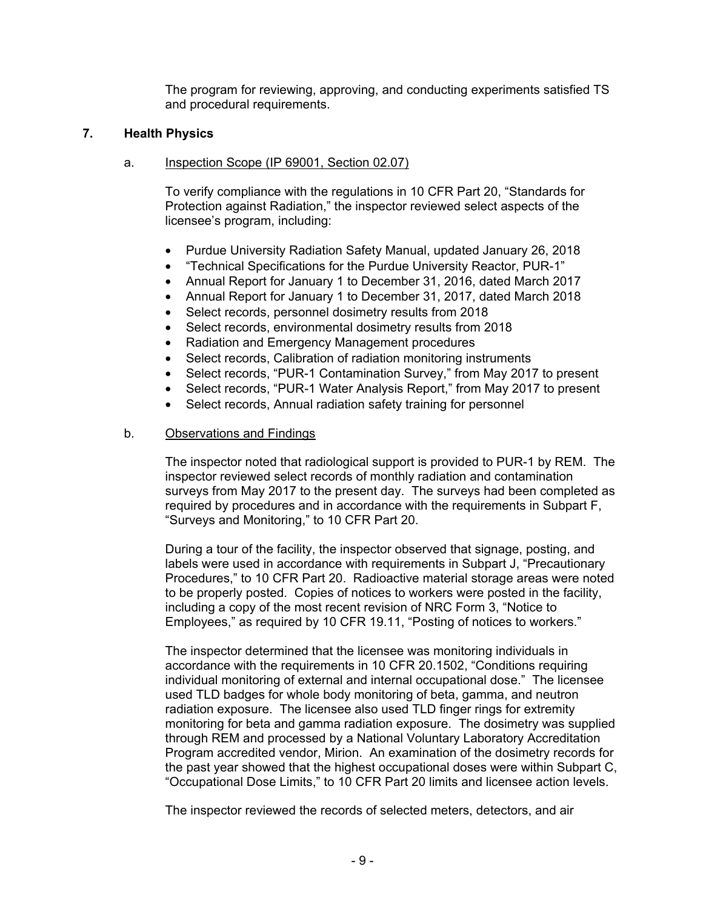The program for reviewing, approving, and conducting experiments satisfied TS and procedural requirements.

## 7. Health Physics

### a. Inspection Scope (IP 69001, Section 02.07)

To verify compliance with the regulations in 10 CFR Part 20, "Standards for Protection against Radiation," the inspector reviewed select aspects of the licensee's program, including:

- Purdue University Radiation Safety Manual, updated January 26, 2018
- "Technical Specifications for the Purdue University Reactor, PUR-1"
- Annual Report for January 1 to December 31, 2016, dated March 2017
- Annual Report for January 1 to December 31, 2017, dated March 2018
- Select records, personnel dosimetry results from 2018
- Select records, environmental dosimetry results from 2018
- Radiation and Emergency Management procedures
- Select records, Calibration of radiation monitoring instruments
- Select records, "PUR-1 Contamination Survey," from May 2017 to present
- Select records, "PUR-1 Water Analysis Report," from May 2017 to present
- Select records, Annual radiation safety training for personnel

### b. Observations and Findings

The inspector noted that radiological support is provided to PUR-1 by REM. The inspector reviewed select records of monthly radiation and contamination surveys from May 2017 to the present day. The surveys had been completed as required by procedures and in accordance with the requirements in Subpart F, "Surveys and Monitoring," to 10 CFR Part 20.

During a tour of the facility, the inspector observed that signage, posting, and labels were used in accordance with requirements in Subpart J, "Precautionary Procedures," to 10 CFR Part 20. Radioactive material storage areas were noted to be properly posted. Copies of notices to workers were posted in the facility, including a copy of the most recent revision of NRC Form 3, "Notice to Employees," as required by 10 CFR 19.11, "Posting of notices to workers."

The inspector determined that the licensee was monitoring individuals in accordance with the requirements in 10 CFR 20.1502, "Conditions requiring individual monitoring of external and internal occupational dose." The licensee used TLD badges for whole body monitoring of beta, gamma, and neutron radiation exposure. The licensee also used TLD finger rings for extremity monitoring for beta and gamma radiation exposure. The dosimetry was supplied through REM and processed by a National Voluntary Laboratory Accreditation Program accredited vendor, Mirion. An examination of the dosimetry records for the past year showed that the highest occupational doses were within Subpart C, "Occupational Dose Limits," to 10 CFR Part 20 limits and licensee action levels.

The inspector reviewed the records of selected meters, detectors, and air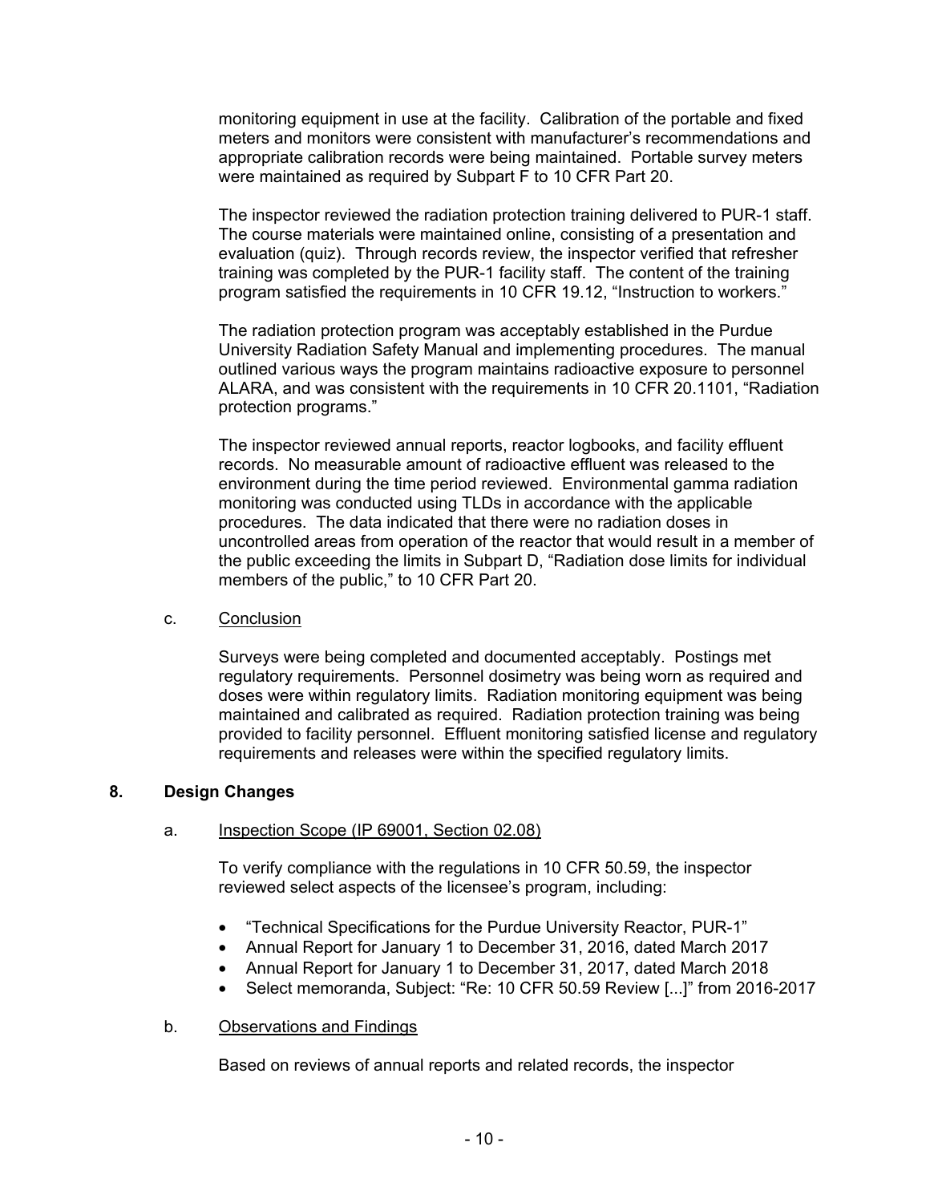monitoring equipment in use at the facility. Calibration of the portable and fixed meters and monitors were consistent with manufacturer's recommendations and appropriate calibration records were being maintained. Portable survey meters were maintained as required by Subpart F to 10 CFR Part 20.

The inspector reviewed the radiation protection training delivered to PUR-1 staff. The course materials were maintained online, consisting of a presentation and evaluation (quiz). Through records review, the inspector verified that refresher training was completed by the PUR-1 facility staff. The content of the training program satisfied the requirements in 10 CFR 19.12, "Instruction to workers."

The radiation protection program was acceptably established in the Purdue University Radiation Safety Manual and implementing procedures. The manual outlined various ways the program maintains radioactive exposure to personnel ALARA, and was consistent with the requirements in 10 CFR 20.1101, "Radiation protection programs."

The inspector reviewed annual reports, reactor logbooks, and facility effluent records. No measurable amount of radioactive effluent was released to the environment during the time period reviewed. Environmental gamma radiation monitoring was conducted using TLDs in accordance with the applicable procedures. The data indicated that there were no radiation doses in uncontrolled areas from operation of the reactor that would result in a member of the public exceeding the limits in Subpart D, "Radiation dose limits for individual members of the public," to 10 CFR Part 20.

c. Conclusion

Surveys were being completed and documented acceptably. Postings met regulatory requirements. Personnel dosimetry was being worn as required and doses were within regulatory limits. Radiation monitoring equipment was being maintained and calibrated as required. Radiation protection training was being provided to facility personnel. Effluent monitoring satisfied license and regulatory requirements and releases were within the specified regulatory limits.

## 8. Design Changes

a. Inspection Scope (IP 69001, Section 02.08)

To verify compliance with the regulations in 10 CFR 50.59, the inspector reviewed select aspects of the licensee's program, including:

- "Technical Specifications for the Purdue University Reactor, PUR-1"
- Annual Report for January 1 to December 31, 2016, dated March 2017
- Annual Report for January 1 to December 31, 2017, dated March 2018
- Select memoranda, Subject: "Re: 10 CFR 50.59 Review [...]" from 2016-2017

b. Observations and Findings

Based on reviews of annual reports and related records, the inspector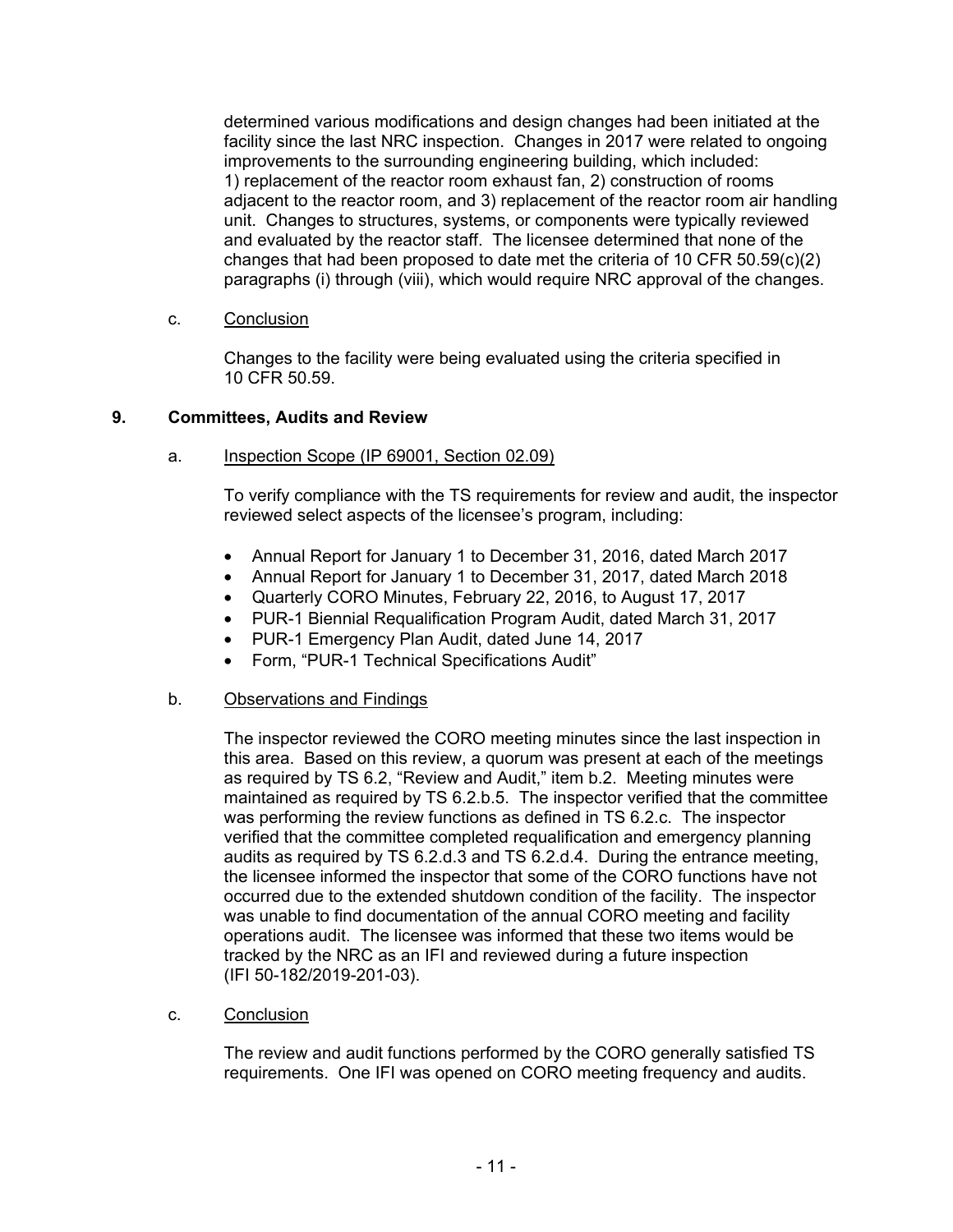determined various modifications and design changes had been initiated at the facility since the last NRC inspection. Changes in 2017 were related to ongoing improvements to the surrounding engineering building, which included: 1) replacement of the reactor room exhaust fan, 2) construction of rooms adjacent to the reactor room, and 3) replacement of the reactor room air handling unit. Changes to structures, systems, or components were typically reviewed and evaluated by the reactor staff. The licensee determined that none of the changes that had been proposed to date met the criteria of 10 CFR 50.59(c)(2) paragraphs (i) through (viii), which would require NRC approval of the changes.

c. Conclusion

Changes to the facility were being evaluated using the criteria specified in 10 CFR 50.59.

## 9. Committees, Audits and Review

a. Inspection Scope (IP 69001, Section 02.09)

To verify compliance with the TS requirements for review and audit, the inspector reviewed select aspects of the licensee's program, including:

- Annual Report for January 1 to December 31, 2016, dated March 2017
- Annual Report for January 1 to December 31, 2017, dated March 2018
- Quarterly CORO Minutes, February 22, 2016, to August 17, 2017
- PUR-1 Biennial Requalification Program Audit, dated March 31, 2017
- PUR-1 Emergency Plan Audit, dated June 14, 2017
- Form, "PUR-1 Technical Specifications Audit"

b. Observations and Findings

The inspector reviewed the CORO meeting minutes since the last inspection in this area. Based on this review, a quorum was present at each of the meetings as required by TS 6.2, "Review and Audit," item b.2. Meeting minutes were maintained as required by TS 6.2.b.5. The inspector verified that the committee was performing the review functions as defined in TS 6.2.c. The inspector verified that the committee completed requalification and emergency planning audits as required by TS 6.2.d.3 and TS 6.2.d.4. During the entrance meeting, the licensee informed the inspector that some of the CORO functions have not occurred due to the extended shutdown condition of the facility. The inspector was unable to find documentation of the annual CORO meeting and facility operations audit. The licensee was informed that these two items would be tracked by the NRC as an IFI and reviewed during a future inspection (IFI 50-182/2019-201-03).

c. Conclusion

The review and audit functions performed by the CORO generally satisfied TS requirements. One IFI was opened on CORO meeting frequency and audits.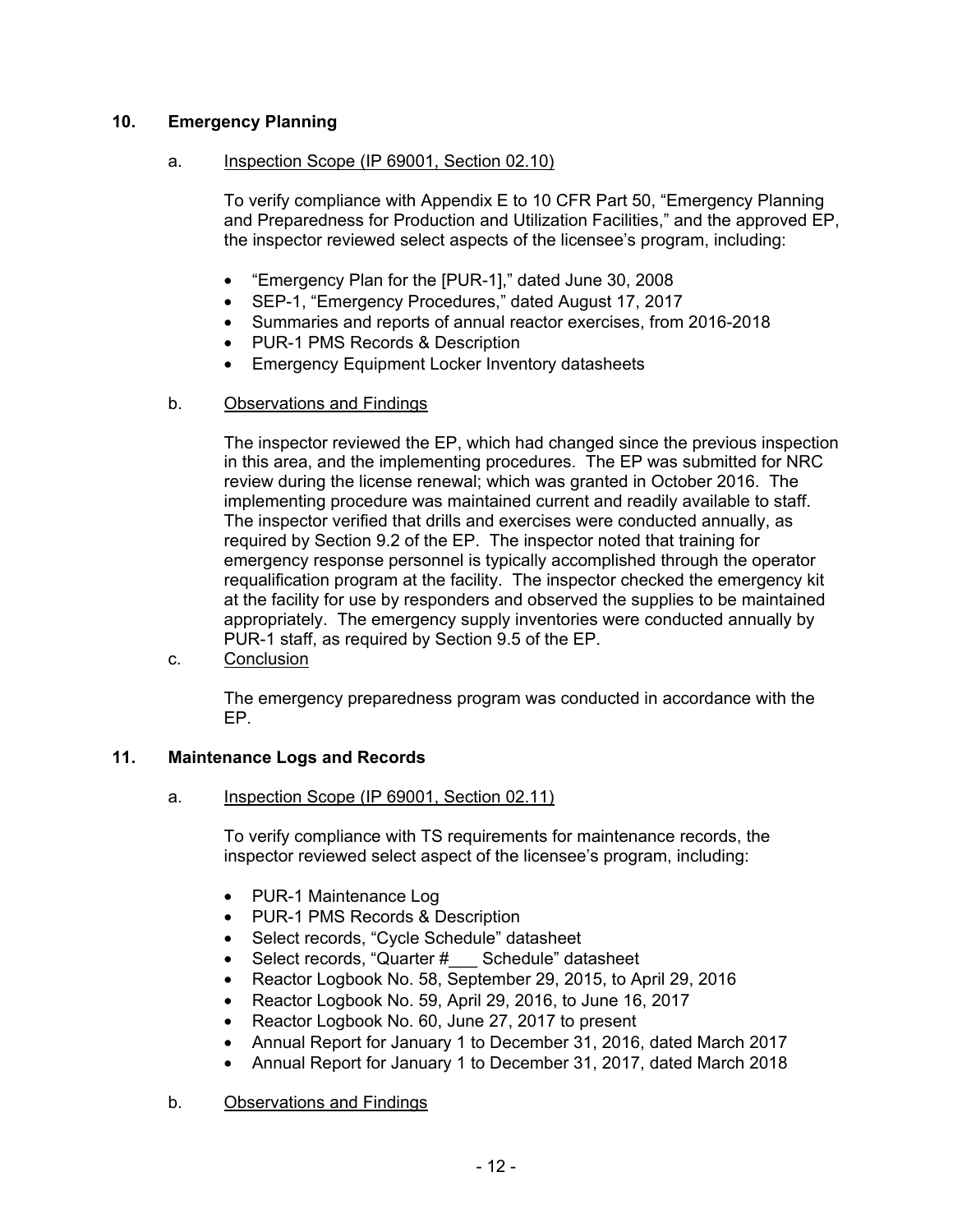## 10. Emergency Planning

a. Inspection Scope (IP 69001, Section 02.10)

To verify compliance with Appendix E to 10 CFR Part 50, "Emergency Planning and Preparedness for Production and Utilization Facilities," and the approved EP, the inspector reviewed select aspects of the licensee's program, including:

- "Emergency Plan for the [PUR-1]," dated June 30, 2008
- SEP-1, "Emergency Procedures," dated August 17, 2017
- Summaries and reports of annual reactor exercises, from 2016-2018
- PUR-1 PMS Records & Description
- Emergency Equipment Locker Inventory datasheets

b. Observations and Findings

The inspector reviewed the EP, which had changed since the previous inspection in this area, and the implementing procedures. The EP was submitted for NRC review during the license renewal; which was granted in October 2016. The implementing procedure was maintained current and readily available to staff. The inspector verified that drills and exercises were conducted annually, as required by Section 9.2 of the EP. The inspector noted that training for emergency response personnel is typically accomplished through the operator requalification program at the facility. The inspector checked the emergency kit at the facility for use by responders and observed the supplies to be maintained appropriately. The emergency supply inventories were conducted annually by PUR-1 staff, as required by Section 9.5 of the EP.

c. Conclusion

The emergency preparedness program was conducted in accordance with the EP.

## 11. Maintenance Logs and Records

a. Inspection Scope (IP 69001, Section 02.11)

To verify compliance with TS requirements for maintenance records, the inspector reviewed select aspect of the licensee's program, including:

- PUR-1 Maintenance Log
- PUR-1 PMS Records & Description
- Select records, "Cycle Schedule" datasheet
- Select records, "Quarter #___ Schedule" datasheet
- Reactor Logbook No. 58, September 29, 2015, to April 29, 2016
- Reactor Logbook No. 59, April 29, 2016, to June 16, 2017
- Reactor Logbook No. 60, June 27, 2017 to present
- Annual Report for January 1 to December 31, 2016, dated March 2017
- Annual Report for January 1 to December 31, 2017, dated March 2018

b. Observations and Findings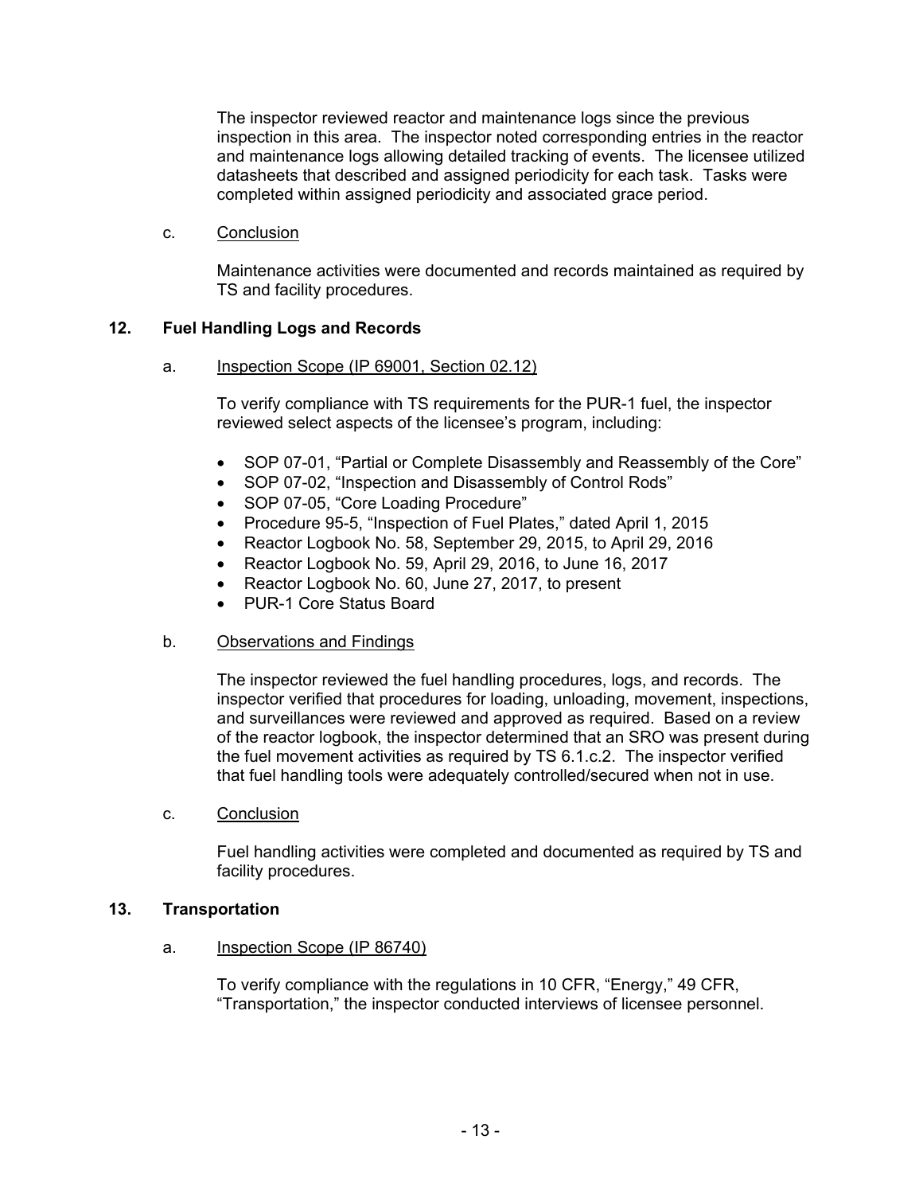The inspector reviewed reactor and maintenance logs since the previous inspection in this area. The inspector noted corresponding entries in the reactor and maintenance logs allowing detailed tracking of events. The licensee utilized datasheets that described and assigned periodicity for each task. Tasks were completed within assigned periodicity and associated grace period.

c. Conclusion

Maintenance activities were documented and records maintained as required by TS and facility procedures.

## 12. Fuel Handling Logs and Records

a. Inspection Scope (IP 69001, Section 02.12)

To verify compliance with TS requirements for the PUR-1 fuel, the inspector reviewed select aspects of the licensee's program, including:

- SOP 07-01, "Partial or Complete Disassembly and Reassembly of the Core"
- SOP 07-02, "Inspection and Disassembly of Control Rods"
- SOP 07-05, "Core Loading Procedure"
- Procedure 95-5, "Inspection of Fuel Plates," dated April 1, 2015
- Reactor Logbook No. 58, September 29, 2015, to April 29, 2016
- Reactor Logbook No. 59, April 29, 2016, to June 16, 2017
- Reactor Logbook No. 60, June 27, 2017, to present
- PUR-1 Core Status Board

b. Observations and Findings

The inspector reviewed the fuel handling procedures, logs, and records. The inspector verified that procedures for loading, unloading, movement, inspections, and surveillances were reviewed and approved as required. Based on a review of the reactor logbook, the inspector determined that an SRO was present during the fuel movement activities as required by TS 6.1.c.2. The inspector verified that fuel handling tools were adequately controlled/secured when not in use.

c. Conclusion

Fuel handling activities were completed and documented as required by TS and facility procedures.

## 13. Transportation

a. Inspection Scope (IP 86740)

To verify compliance with the regulations in 10 CFR, "Energy," 49 CFR, "Transportation," the inspector conducted interviews of licensee personnel.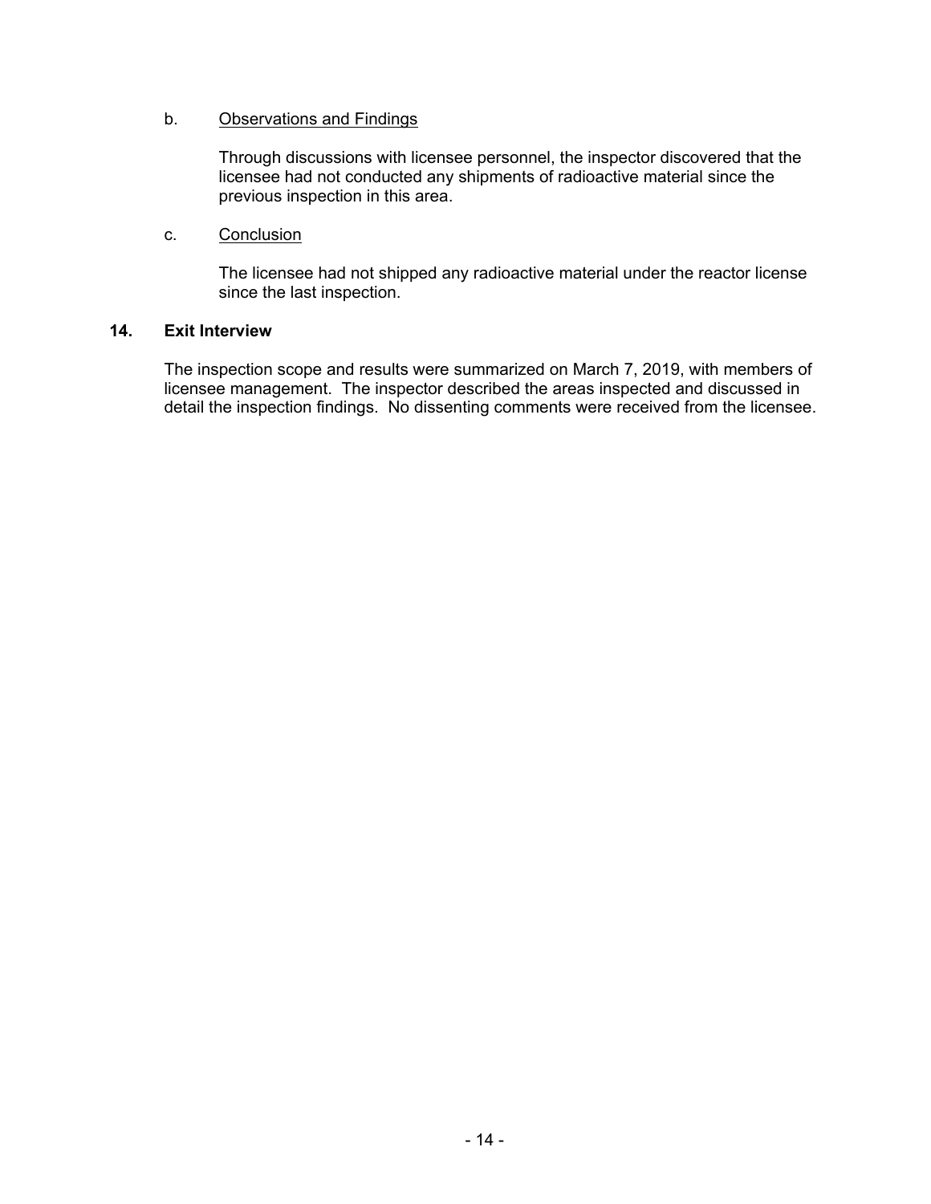b. Observations and Findings

Through discussions with licensee personnel, the inspector discovered that the licensee had not conducted any shipments of radioactive material since the previous inspection in this area.

c. Conclusion

The licensee had not shipped any radioactive material under the reactor license since the last inspection.

## 14. Exit Interview

The inspection scope and results were summarized on March 7, 2019, with members of licensee management. The inspector described the areas inspected and discussed in detail the inspection findings. No dissenting comments were received from the licensee.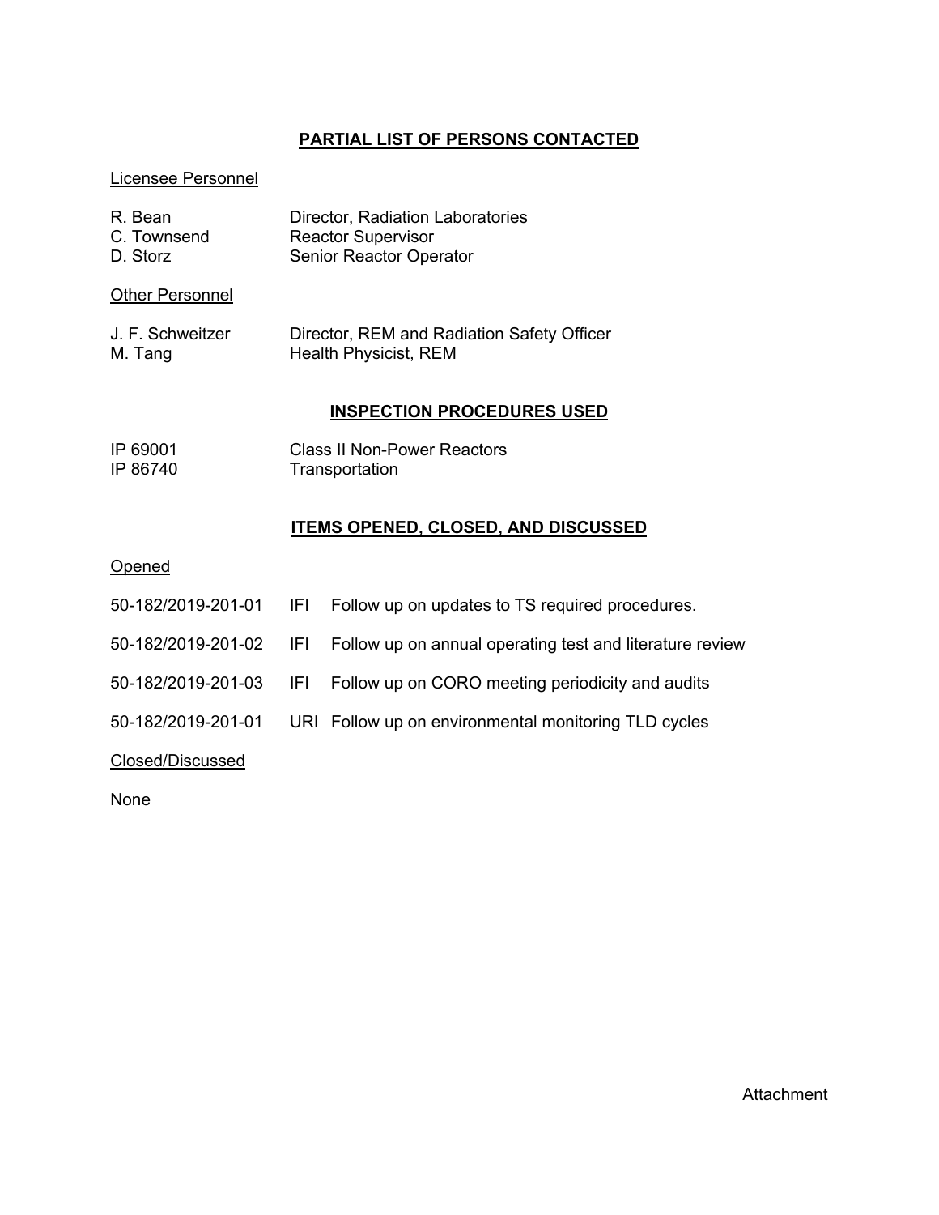## PARTIAL LIST OF PERSONS CONTACTED

Licensee Personnel

| | |
|---|---|
| R. Bean | Director, Radiation Laboratories |
| C. Townsend | Reactor Supervisor |
| D. Storz | Senior Reactor Operator |

Other Personnel

| | |
|---|---|
| J. F. Schweitzer | Director, REM and Radiation Safety Officer |
| M. Tang | Health Physicist, REM |

## INSPECTION PROCEDURES USED

| | |
|---|---|
| IP 69001 | Class II Non-Power Reactors |
| IP 86740 | Transportation |

## ITEMS OPENED, CLOSED, AND DISCUSSED

Opened

| | | |
|---|---|---|
| 50-182/2019-201-01 | IFI | Follow up on updates to TS required procedures. |
| 50-182/2019-201-02 | IFI | Follow up on annual operating test and literature review |
| 50-182/2019-201-03 | IFI | Follow up on CORO meeting periodicity and audits |
| 50-182/2019-201-01 | URI | Follow up on environmental monitoring TLD cycles |

Closed/Discussed

None

Attachment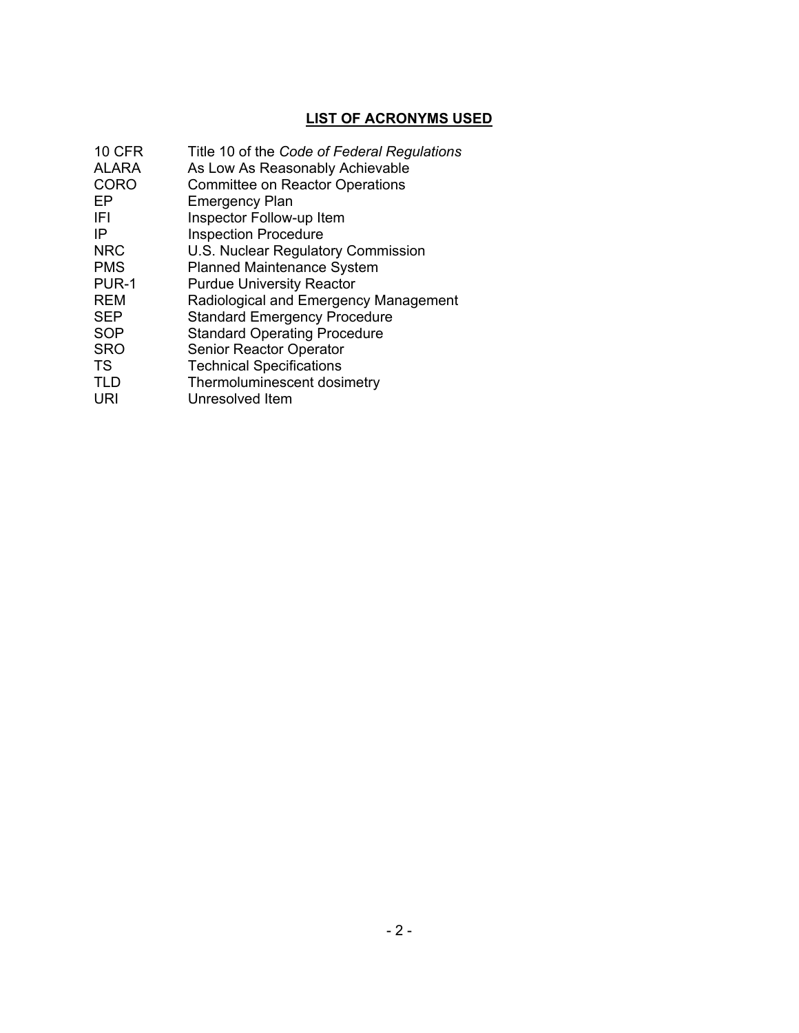## LIST OF ACRONYMS USED

| | |
|---|---|
| 10 CFR | Title 10 of the *Code of Federal Regulations* |
| ALARA | As Low As Reasonably Achievable |
| CORO | Committee on Reactor Operations |
| EP | Emergency Plan |
| IFI | Inspector Follow-up Item |
| IP | Inspection Procedure |
| NRC | U.S. Nuclear Regulatory Commission |
| PMS | Planned Maintenance System |
| PUR-1 | Purdue University Reactor |
| REM | Radiological and Emergency Management |
| SEP | Standard Emergency Procedure |
| SOP | Standard Operating Procedure |
| SRO | Senior Reactor Operator |
| TS | Technical Specifications |
| TLD | Thermoluminescent dosimetry |
| URI | Unresolved Item |